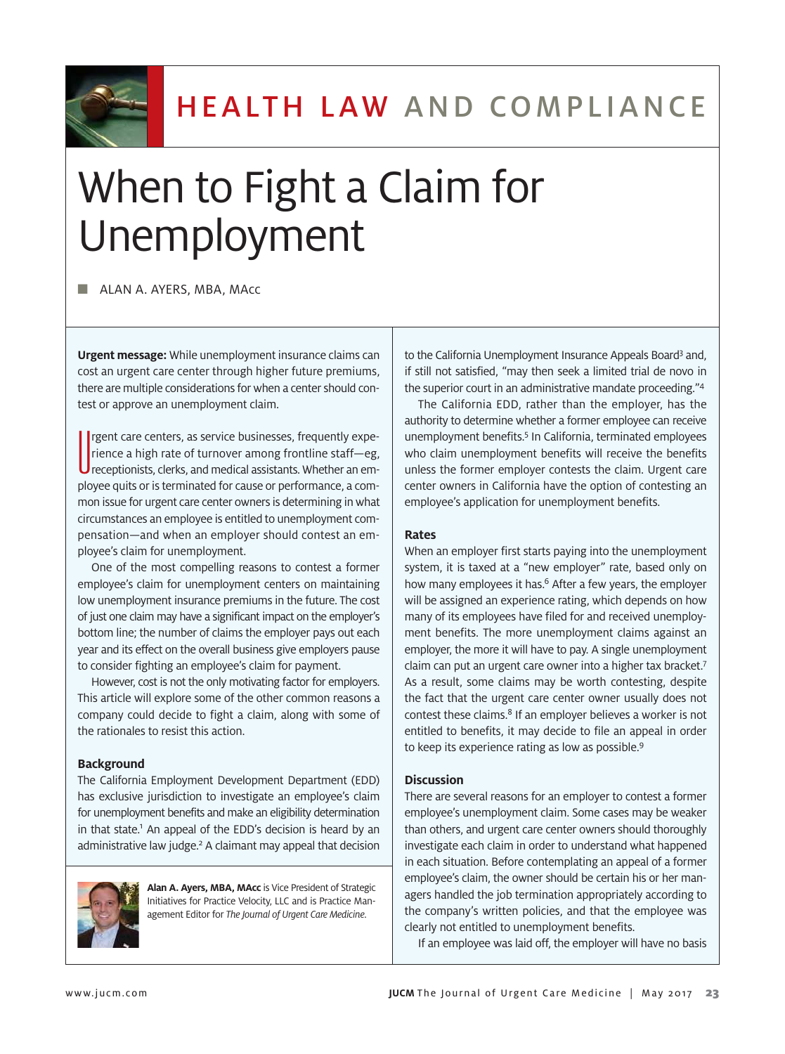HEALTH LAW AND COMPLIANCE

# When to Fight a Claim for Unemployment

ALAN A. AYERS, MBA, MAcc

**Urgent message:** While unemployment insurance claims can cost an urgent care center through higher future premiums, there are multiple considerations for when a center should contest or approve an unemployment claim.

Urgent care centers, as service businesses, frequently experience a high rate of turnover among frontline staff—eg, receptionists, clerks, and medical assistants. Whether an employee quits or is terminated for cause or performance, a common issue for urgent care center owners is determining in what circumstances an employee is entitled to unemployment compensation—and when an employer should contest an employee's claim for unemployment.

One of the most compelling reasons to contest a former employee's claim for unemployment centers on maintaining low unemployment insurance premiums in the future. The cost of just one claim may have a significant impact on the employer's bottom line; the number of claims the employer pays out each year and its effect on the overall business give employers pause to consider fighting an employee's claim for payment.

However, cost is not the only motivating factor for employers. This article will explore some of the other common reasons a company could decide to fight a claim, along with some of the rationales to resist this action.

### Background

The California Employment Development Department (EDD) has exclusive jurisdiction to investigate an employee's claim for unemployment benefits and make an eligibility determination in that state.[1] An appeal of the EDD's decision is heard by an administrative law judge.[2] A claimant may appeal that decision to the California Unemployment Insurance Appeals Board[3] and, if still not satisfied, "may then seek a limited trial de novo in the superior court in an administrative mandate proceeding."[4]

The California EDD, rather than the employer, has the authority to determine whether a former employee can receive unemployment benefits.[5] In California, terminated employees who claim unemployment benefits will receive the benefits unless the former employer contests the claim. Urgent care center owners in California have the option of contesting an employee's application for unemployment benefits.

### Rates

When an employer first starts paying into the unemployment system, it is taxed at a "new employer" rate, based only on how many employees it has.[6] After a few years, the employer will be assigned an experience rating, which depends on how many of its employees have filed for and received unemployment benefits. The more unemployment claims against an employer, the more it will have to pay. A single unemployment claim can put an urgent care owner into a higher tax bracket.[7] As a result, some claims may be worth contesting, despite the fact that the urgent care center owner usually does not contest these claims.[8] If an employer believes a worker is not entitled to benefits, it may decide to file an appeal in order to keep its experience rating as low as possible.[9]

### Discussion

There are several reasons for an employer to contest a former employee's unemployment claim. Some cases may be weaker than others, and urgent care center owners should thoroughly investigate each claim in order to understand what happened in each situation. Before contemplating an appeal of a former employee's claim, the owner should be certain his or her managers handled the job termination appropriately according to the company's written policies, and that the employee was clearly not entitled to unemployment benefits.

If an employee was laid off, the employer will have no basis

**Alan A. Ayers, MBA, MAcc** is Vice President of Strategic Initiatives for Practice Velocity, LLC and is Practice Management Editor for *The Journal of Urgent Care Medicine*.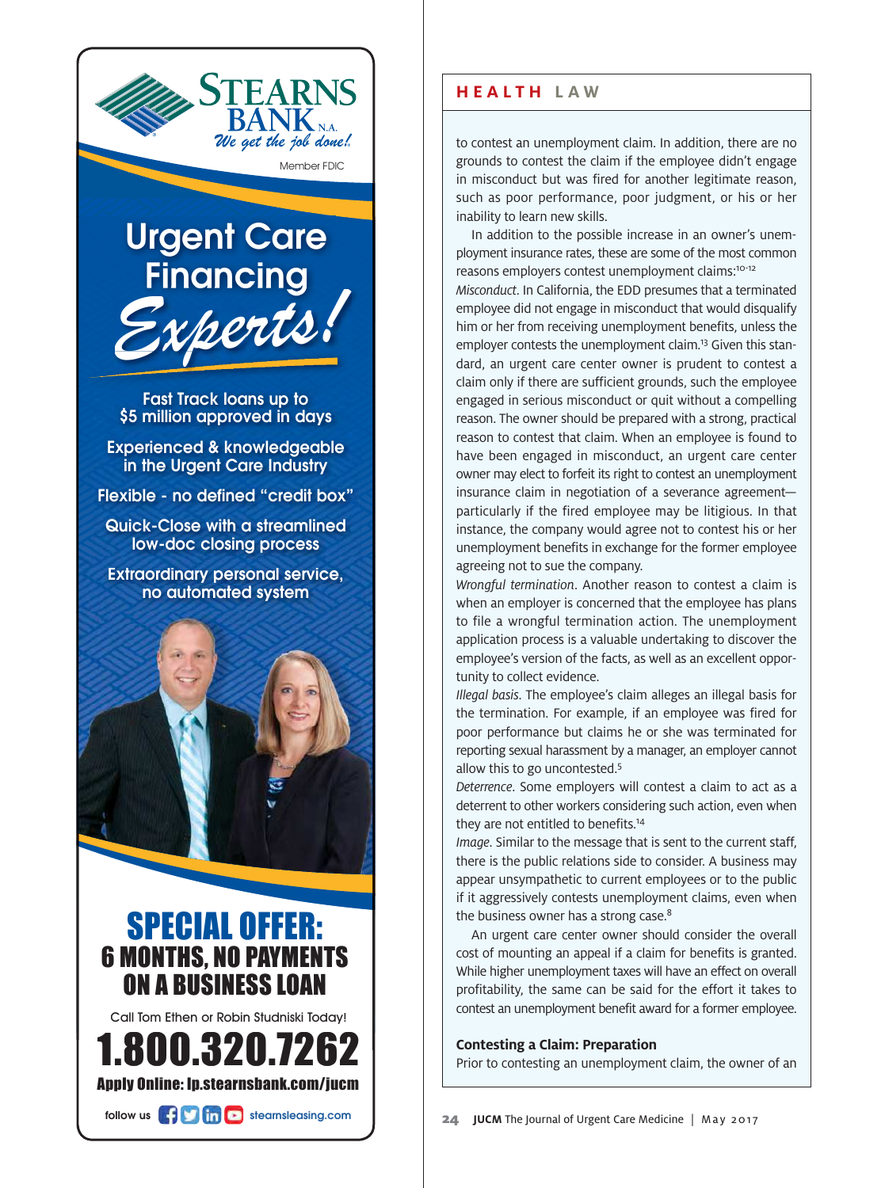to contest an unemployment claim. In addition, there are no grounds to contest the claim if the employee didn't engage in misconduct but was fired for another legitimate reason, such as poor performance, poor judgment, or his or her inability to learn new skills.

In addition to the possible increase in an owner's unemployment insurance rates, these are some of the most common reasons employers contest unemployment claims:[10-12]

*Misconduct*. In California, the EDD presumes that a terminated employee did not engage in misconduct that would disqualify him or her from receiving unemployment benefits, unless the employer contests the unemployment claim.[13] Given this standard, an urgent care center owner is prudent to contest a claim only if there are sufficient grounds, such the employee engaged in serious misconduct or quit without a compelling reason. The owner should be prepared with a strong, practical reason to contest that claim. When an employee is found to have been engaged in misconduct, an urgent care center owner may elect to forfeit its right to contest an unemployment insurance claim in negotiation of a severance agreement—particularly if the fired employee may be litigious. In that instance, the company would agree not to contest his or her unemployment benefits in exchange for the former employee agreeing not to sue the company.

*Wrongful termination*. Another reason to contest a claim is when an employer is concerned that the employee has plans to file a wrongful termination action. The unemployment application process is a valuable undertaking to discover the employee's version of the facts, as well as an excellent opportunity to collect evidence.

*Illegal basis*. The employee's claim alleges an illegal basis for the termination. For example, if an employee was fired for poor performance but claims he or she was terminated for reporting sexual harassment by a manager, an employer cannot allow this to go uncontested.[5]

*Deterrence*. Some employers will contest a claim to act as a deterrent to other workers considering such action, even when they are not entitled to benefits.[14]

*Image*. Similar to the message that is sent to the current staff, there is the public relations side to consider. A business may appear unsympathetic to current employees or to the public if it aggressively contests unemployment claims, even when the business owner has a strong case.[8]

An urgent care center owner should consider the overall cost of mounting an appeal if a claim for benefits is granted. While higher unemployment taxes will have an effect on overall profitability, the same can be said for the effort it takes to contest an unemployment benefit award for a former employee.

### Contesting a Claim: Preparation

Prior to contesting an unemployment claim, the owner of an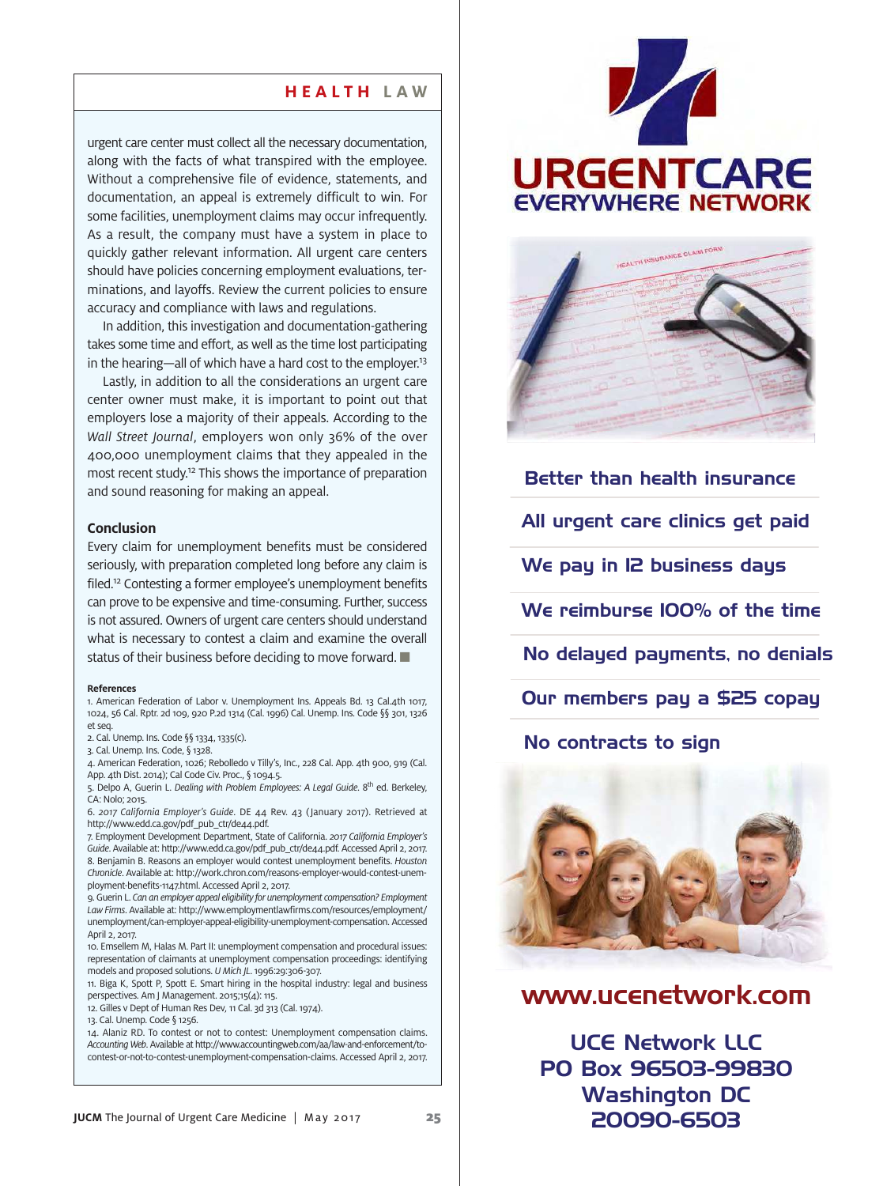urgent care center must collect all the necessary documentation, along with the facts of what transpired with the employee. Without a comprehensive file of evidence, statements, and documentation, an appeal is extremely difficult to win. For some facilities, unemployment claims may occur infrequently. As a result, the company must have a system in place to quickly gather relevant information. All urgent care centers should have policies concerning employment evaluations, terminations, and layoffs. Review the current policies to ensure accuracy and compliance with laws and regulations.

In addition, this investigation and documentation-gathering takes some time and effort, as well as the time lost participating in the hearing—all of which have a hard cost to the employer.[13]

Lastly, in addition to all the considerations an urgent care center owner must make, it is important to point out that employers lose a majority of their appeals. According to the *Wall Street Journal*, employers won only 36% of the over 400,000 unemployment claims that they appealed in the most recent study.[12] This shows the importance of preparation and sound reasoning for making an appeal.

### Conclusion

Every claim for unemployment benefits must be considered seriously, with preparation completed long before any claim is filed.[12] Contesting a former employee's unemployment benefits can prove to be expensive and time-consuming. Further, success is not assured. Owners of urgent care centers should understand what is necessary to contest a claim and examine the overall status of their business before deciding to move forward. ■

#### References

1. American Federation of Labor v. Unemployment Ins. Appeals Bd. 13 Cal.4th 1017, 1024, 56 Cal. Rptr. 2d 109, 920 P.2d 1314 (Cal. 1996) Cal. Unemp. Ins. Code §§ 301, 1326 et seq.
2. Cal. Unemp. Ins. Code §§ 1334, 1335(c).
3. Cal. Unemp. Ins. Code, § 1328.
4. American Federation, 1026; Rebolledo v Tilly's, Inc., 228 Cal. App. 4th 900, 919 (Cal. App. 4th Dist. 2014); Cal Code Civ. Proc., § 1094.5.
5. Delpo A, Guerin L. *Dealing with Problem Employees: A Legal Guide.* 8th ed. Berkeley, CA: Nolo; 2015.
6. *2017 California Employer's Guide*. DE 44 Rev. 43 (January 2017). Retrieved at http://www.edd.ca.gov/pdf_pub_ctr/de44.pdf.
7. Employment Development Department, State of California. *2017 California Employer's Guide*. Available at: http://www.edd.ca.gov/pdf_pub_ctr/de44.pdf. Accessed April 2, 2017.
8. Benjamin B. Reasons an employer would contest unemployment benefits. *Houston Chronicle*. Available at: http://work.chron.com/reasons-employer-would-contest-unemployment-benefits-1147.html. Accessed April 2, 2017.
9. Guerin L. *Can an employer appeal eligibility for unemployment compensation? Employment Law Firms*. Available at: http://www.employmentlawfirms.com/resources/employment/unemployment/can-employer-appeal-eligibility-unemployment-compensation. Accessed April 2, 2017.
10. Emsellem M, Halas M. Part II: unemployment compensation and procedural issues: representation of claimants at unemployment compensation proceedings: identifying models and proposed solutions. *U Mich JL*. 1996:29:306-307.
11. Biga K, Spott P, Spott E. Smart hiring in the hospital industry: legal and business perspectives. Am J Management. 2015;15(4): 115.
12. Gilles v Dept of Human Res Dev, 11 Cal. 3d 313 (Cal. 1974).
13. Cal. Unemp. Ins. Code § 1256.
14. Alaniz RD. To contest or not to contest: Unemployment compensation claims. *Accounting Web*. Available at: http://www.accountingweb.com/aa/law-and-enforcement/to-contest-or-not-to-contest-unemployment-compensation-claims. Accessed April 2, 2017.

URGENTCARE EVERYWHERE NETWORK

Better than health insurance

All urgent care clinics get paid

We pay in 12 business days

We reimburse 100% of the time

No delayed payments, no denials

Our members pay a $25 copay

No contracts to sign

www.ucenetwork.com

UCE Network LLC
PO Box 96503-99830
Washington DC
20090-6503